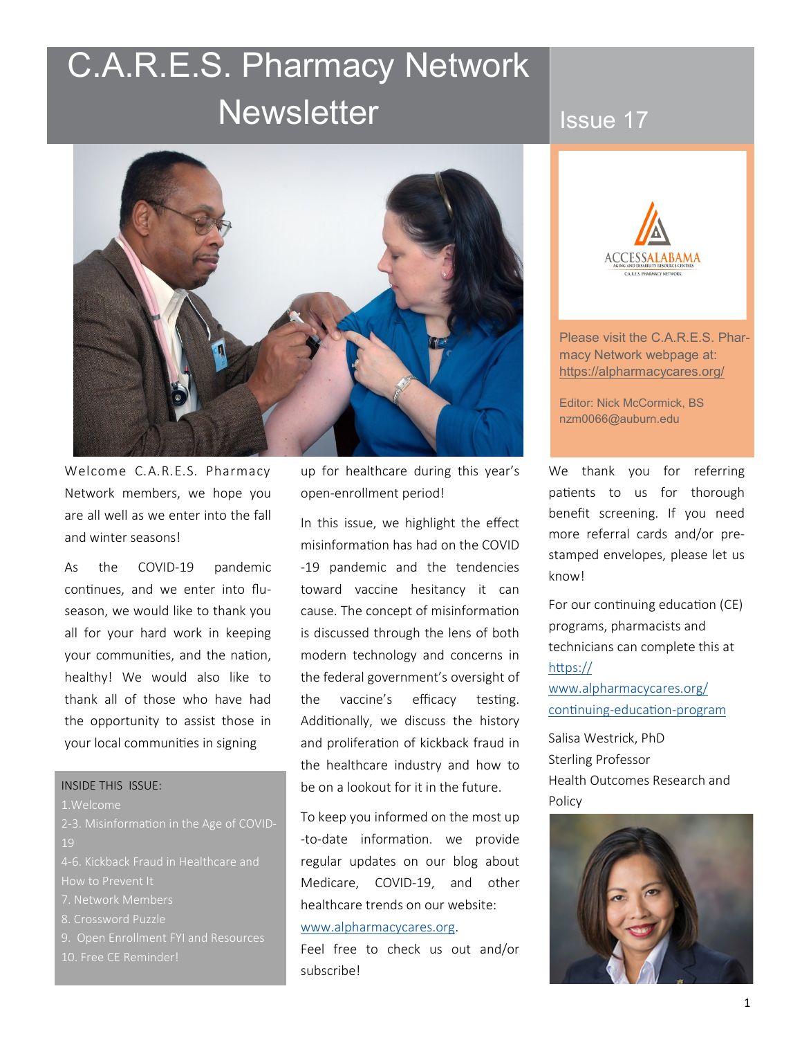# C.A.R.E.S. Pharmacy Network Newsletter

## Issue 17

Please visit the C.A.R.E.S. Pharmacy Network webpage at: https://alpharmacycares.org/

Editor: Nick McCormick, BS
nzm0066@auburn.edu

Welcome C.A.R.E.S. Pharmacy Network members, we hope you are all well as we enter into the fall and winter seasons!

As the COVID-19 pandemic continues, and we enter into flu-season, we would like to thank you all for your hard work in keeping your communities, and the nation, healthy! We would also like to thank all of those who have had the opportunity to assist those in your local communities in signing up for healthcare during this year's open-enrollment period!

In this issue, we highlight the effect misinformation has had on the COVID-19 pandemic and the tendencies toward vaccine hesitancy it can cause. The concept of misinformation is discussed through the lens of both modern technology and concerns in the federal government's oversight of the vaccine's efficacy testing. Additionally, we discuss the history and proliferation of kickback fraud in the healthcare industry and how to be on a lookout for it in the future.

To keep you informed on the most up-to-date information. we provide regular updates on our blog about Medicare, COVID-19, and other healthcare trends on our website: www.alpharmacycares.org.

Feel free to check us out and/or subscribe!

We thank you for referring patients to us for thorough benefit screening. If you need more referral cards and/or pre-stamped envelopes, please let us know!

For our continuing education (CE) programs, pharmacists and technicians can complete this at https://www.alpharmacycares.org/continuing-education-program

Salisa Westrick, PhD
Sterling Professor
Health Outcomes Research and Policy

**INSIDE THIS ISSUE:**

1. Welcome
2-3. Misinformation in the Age of COVID-19
4-6. Kickback Fraud in Healthcare and How to Prevent It
7. Network Members
8. Crossword Puzzle
9. Open Enrollment FYI and Resources
10. Free CE Reminder!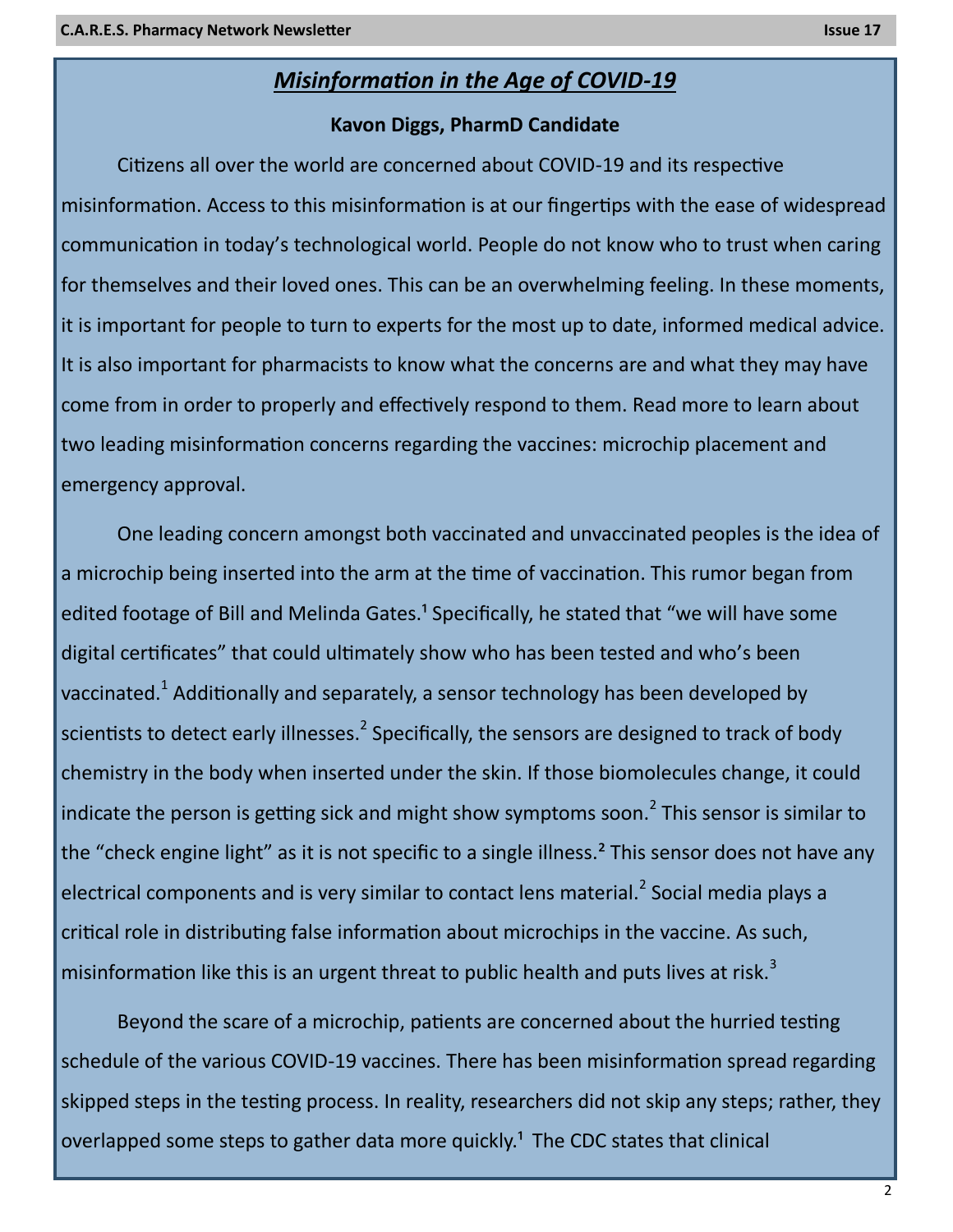## *Misinformation in the Age of COVID-19*

**Kavon Diggs, PharmD Candidate**

Citizens all over the world are concerned about COVID-19 and its respective misinformation. Access to this misinformation is at our fingertips with the ease of widespread communication in today's technological world. People do not know who to trust when caring for themselves and their loved ones. This can be an overwhelming feeling. In these moments, it is important for people to turn to experts for the most up to date, informed medical advice. It is also important for pharmacists to know what the concerns are and what they may have come from in order to properly and effectively respond to them. Read more to learn about two leading misinformation concerns regarding the vaccines: microchip placement and emergency approval.

One leading concern amongst both vaccinated and unvaccinated peoples is the idea of a microchip being inserted into the arm at the time of vaccination. This rumor began from edited footage of Bill and Melinda Gates.[1] Specifically, he stated that "we will have some digital certificates" that could ultimately show who has been tested and who's been vaccinated.[1] Additionally and separately, a sensor technology has been developed by scientists to detect early illnesses.[2] Specifically, the sensors are designed to track of body chemistry in the body when inserted under the skin. If those biomolecules change, it could indicate the person is getting sick and might show symptoms soon.[2] This sensor is similar to the "check engine light" as it is not specific to a single illness.[2] This sensor does not have any electrical components and is very similar to contact lens material.[2] Social media plays a critical role in distributing false information about microchips in the vaccine. As such, misinformation like this is an urgent threat to public health and puts lives at risk.[3]

Beyond the scare of a microchip, patients are concerned about the hurried testing schedule of the various COVID-19 vaccines. There has been misinformation spread regarding skipped steps in the testing process. In reality, researchers did not skip any steps; rather, they overlapped some steps to gather data more quickly.[1] The CDC states that clinical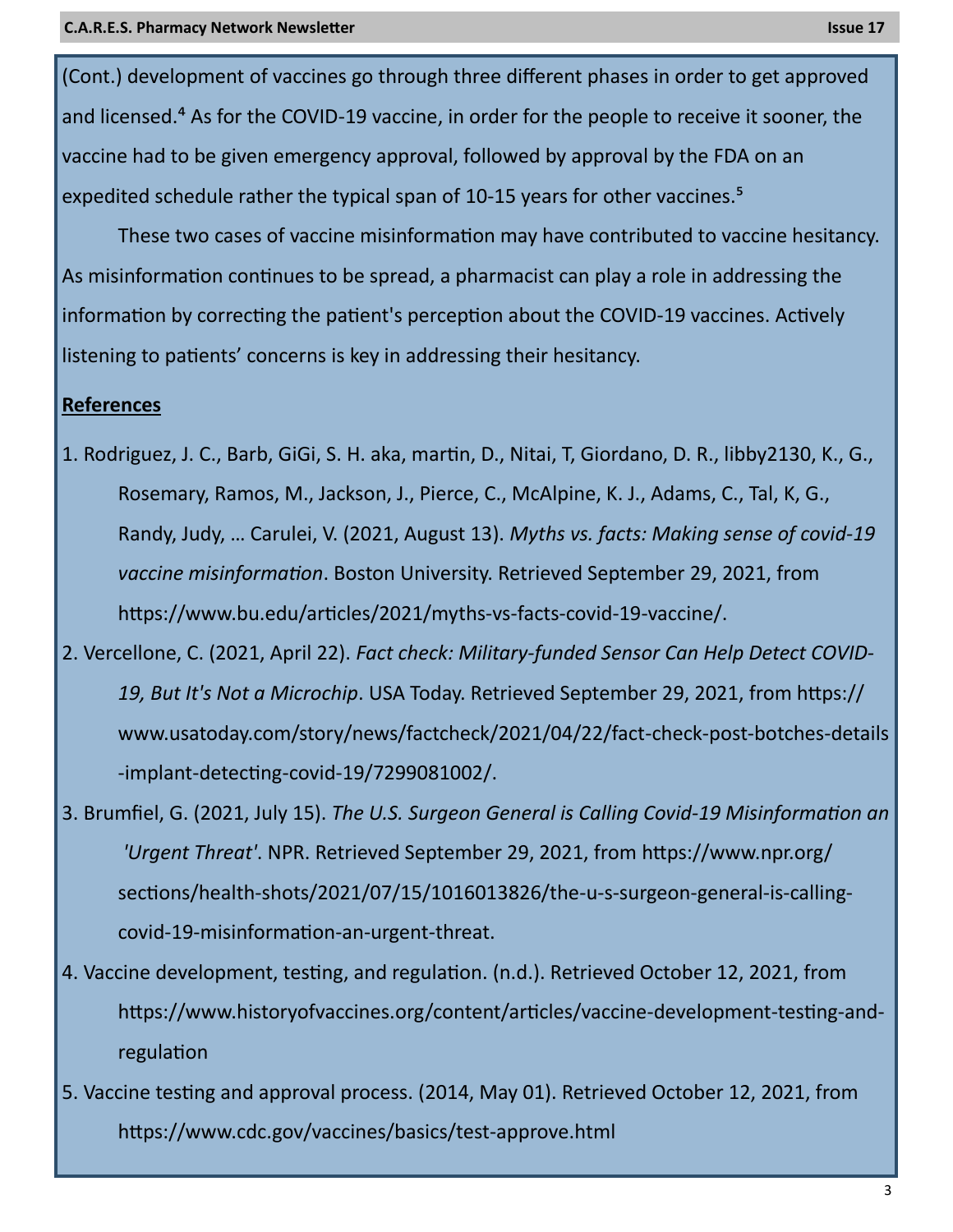(Cont.) development of vaccines go through three different phases in order to get approved and licensed.[4] As for the COVID-19 vaccine, in order for the people to receive it sooner, the vaccine had to be given emergency approval, followed by approval by the FDA on an expedited schedule rather the typical span of 10-15 years for other vaccines.[5]

These two cases of vaccine misinformation may have contributed to vaccine hesitancy. As misinformation continues to be spread, a pharmacist can play a role in addressing the information by correcting the patient's perception about the COVID-19 vaccines. Actively listening to patients' concerns is key in addressing their hesitancy.

**References**

1. Rodriguez, J. C., Barb, GiGi, S. H. aka, martin, D., Nitai, T, Giordano, D. R., libby2130, K., G., Rosemary, Ramos, M., Jackson, J., Pierce, C., McAlpine, K. J., Adams, C., Tal, K, G., Randy, Judy, … Carulei, V. (2021, August 13). *Myths vs. facts: Making sense of covid-19 vaccine misinformation*. Boston University. Retrieved September 29, 2021, from https://www.bu.edu/articles/2021/myths-vs-facts-covid-19-vaccine/.
2. Vercellone, C. (2021, April 22). *Fact check: Military-funded Sensor Can Help Detect COVID-19, But It's Not a Microchip*. USA Today. Retrieved September 29, 2021, from https://www.usatoday.com/story/news/factcheck/2021/04/22/fact-check-post-botches-details-implant-detecting-covid-19/7299081002/.
3. Brumfiel, G. (2021, July 15). *The U.S. Surgeon General is Calling Covid-19 Misinformation an 'Urgent Threat'*. NPR. Retrieved September 29, 2021, from https://www.npr.org/sections/health-shots/2021/07/15/1016013826/the-u-s-surgeon-general-is-calling-covid-19-misinformation-an-urgent-threat.
4. Vaccine development, testing, and regulation. (n.d.). Retrieved October 12, 2021, from https://www.historyofvaccines.org/content/articles/vaccine-development-testing-and-regulation
5. Vaccine testing and approval process. (2014, May 01). Retrieved October 12, 2021, from https://www.cdc.gov/vaccines/basics/test-approve.html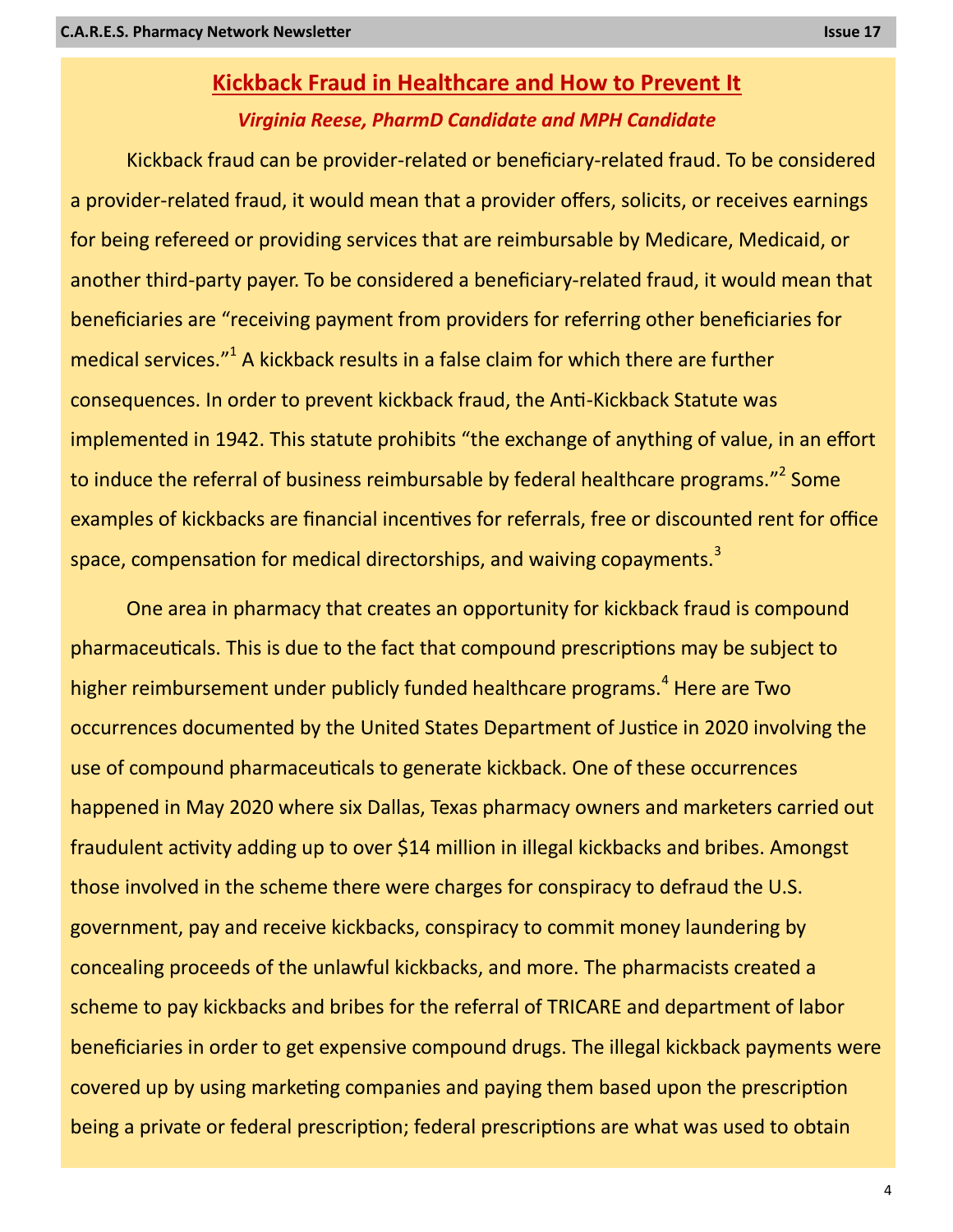# Kickback Fraud in Healthcare and How to Prevent It

***Virginia Reese, PharmD Candidate and MPH Candidate***

Kickback fraud can be provider-related or beneficiary-related fraud. To be considered a provider-related fraud, it would mean that a provider offers, solicits, or receives earnings for being refereed or providing services that are reimbursable by Medicare, Medicaid, or another third-party payer. To be considered a beneficiary-related fraud, it would mean that beneficiaries are "receiving payment from providers for referring other beneficiaries for medical services."[1] A kickback results in a false claim for which there are further consequences. In order to prevent kickback fraud, the Anti-Kickback Statute was implemented in 1942. This statute prohibits "the exchange of anything of value, in an effort to induce the referral of business reimbursable by federal healthcare programs."[2] Some examples of kickbacks are financial incentives for referrals, free or discounted rent for office space, compensation for medical directorships, and waiving copayments.[3]

One area in pharmacy that creates an opportunity for kickback fraud is compound pharmaceuticals. This is due to the fact that compound prescriptions may be subject to higher reimbursement under publicly funded healthcare programs.[4] Here are Two occurrences documented by the United States Department of Justice in 2020 involving the use of compound pharmaceuticals to generate kickback. One of these occurrences happened in May 2020 where six Dallas, Texas pharmacy owners and marketers carried out fraudulent activity adding up to over $14 million in illegal kickbacks and bribes. Amongst those involved in the scheme there were charges for conspiracy to defraud the U.S. government, pay and receive kickbacks, conspiracy to commit money laundering by concealing proceeds of the unlawful kickbacks, and more. The pharmacists created a scheme to pay kickbacks and bribes for the referral of TRICARE and department of labor beneficiaries in order to get expensive compound drugs. The illegal kickback payments were covered up by using marketing companies and paying them based upon the prescription being a private or federal prescription; federal prescriptions are what was used to obtain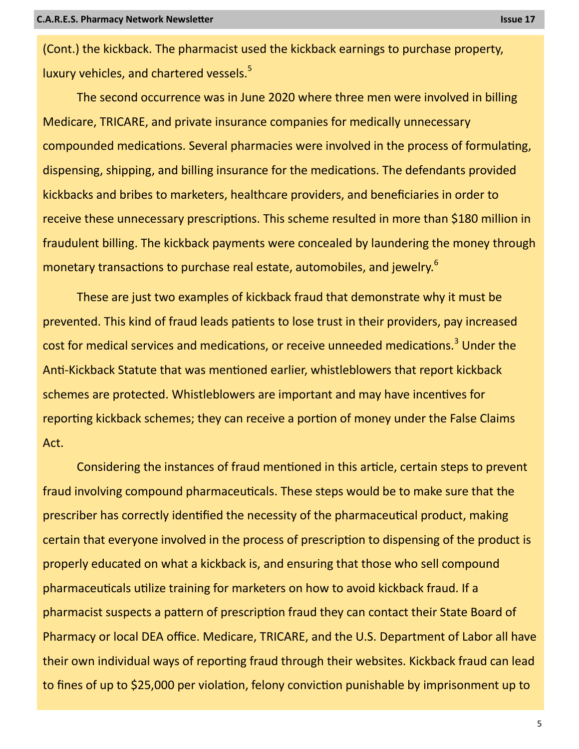(Cont.) the kickback. The pharmacist used the kickback earnings to purchase property, luxury vehicles, and chartered vessels.[5]

The second occurrence was in June 2020 where three men were involved in billing Medicare, TRICARE, and private insurance companies for medically unnecessary compounded medications. Several pharmacies were involved in the process of formulating, dispensing, shipping, and billing insurance for the medications. The defendants provided kickbacks and bribes to marketers, healthcare providers, and beneficiaries in order to receive these unnecessary prescriptions. This scheme resulted in more than $180 million in fraudulent billing. The kickback payments were concealed by laundering the money through monetary transactions to purchase real estate, automobiles, and jewelry.[6]

These are just two examples of kickback fraud that demonstrate why it must be prevented. This kind of fraud leads patients to lose trust in their providers, pay increased cost for medical services and medications, or receive unneeded medications.[3] Under the Anti-Kickback Statute that was mentioned earlier, whistleblowers that report kickback schemes are protected. Whistleblowers are important and may have incentives for reporting kickback schemes; they can receive a portion of money under the False Claims Act.

Considering the instances of fraud mentioned in this article, certain steps to prevent fraud involving compound pharmaceuticals. These steps would be to make sure that the prescriber has correctly identified the necessity of the pharmaceutical product, making certain that everyone involved in the process of prescription to dispensing of the product is properly educated on what a kickback is, and ensuring that those who sell compound pharmaceuticals utilize training for marketers on how to avoid kickback fraud. If a pharmacist suspects a pattern of prescription fraud they can contact their State Board of Pharmacy or local DEA office. Medicare, TRICARE, and the U.S. Department of Labor all have their own individual ways of reporting fraud through their websites. Kickback fraud can lead to fines of up to $25,000 per violation, felony conviction punishable by imprisonment up to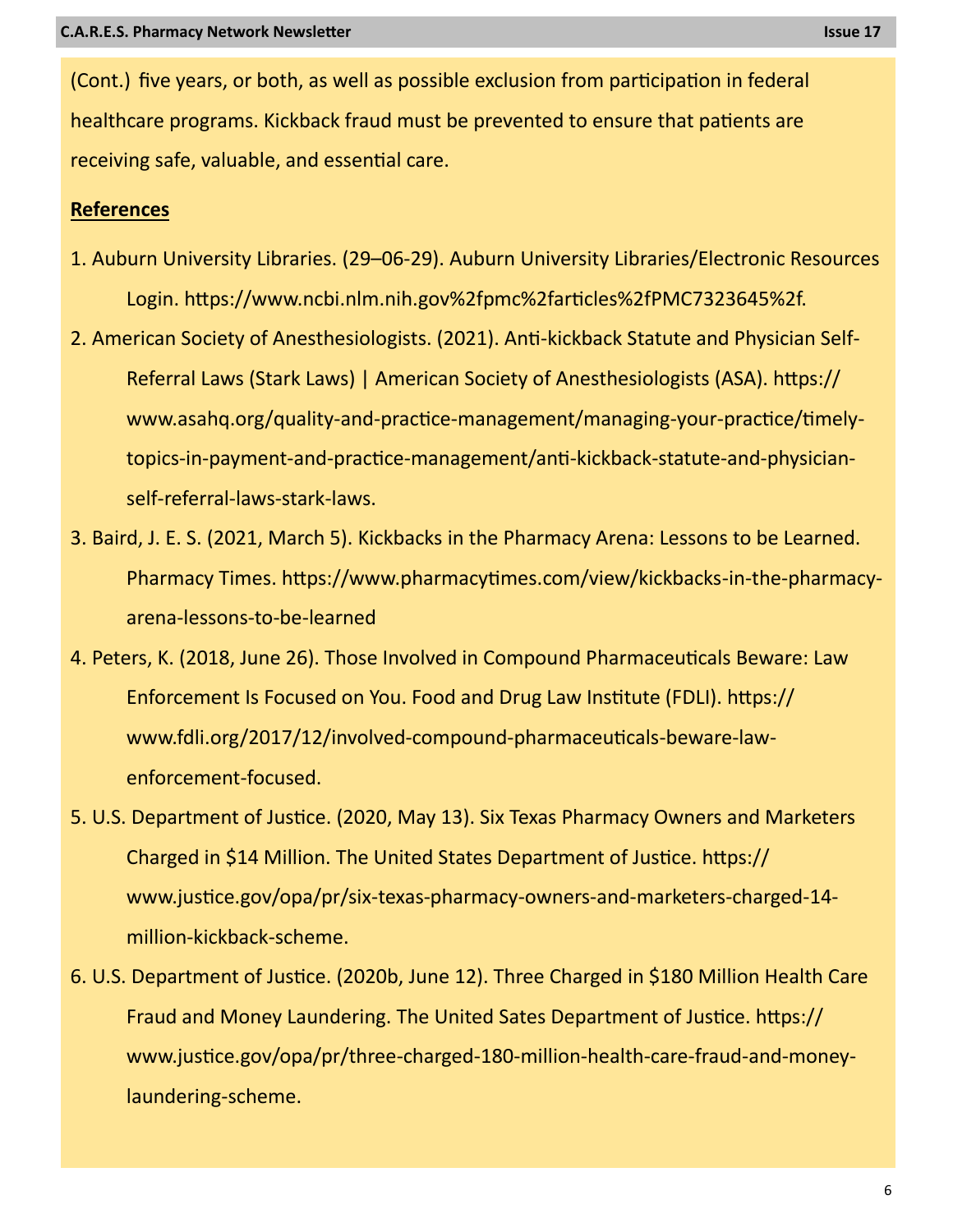(Cont.) five years, or both, as well as possible exclusion from participation in federal healthcare programs. Kickback fraud must be prevented to ensure that patients are receiving safe, valuable, and essential care.

**References**

1. Auburn University Libraries. (29–06-29). Auburn University Libraries/Electronic Resources Login. https://www.ncbi.nlm.nih.gov%2fpmc%2farticles%2fPMC7323645%2f.
2. American Society of Anesthesiologists. (2021). Anti-kickback Statute and Physician Self-Referral Laws (Stark Laws) | American Society of Anesthesiologists (ASA). https://www.asahq.org/quality-and-practice-management/managing-your-practice/timely-topics-in-payment-and-practice-management/anti-kickback-statute-and-physician-self-referral-laws-stark-laws.
3. Baird, J. E. S. (2021, March 5). Kickbacks in the Pharmacy Arena: Lessons to be Learned. Pharmacy Times. https://www.pharmacytimes.com/view/kickbacks-in-the-pharmacy-arena-lessons-to-be-learned
4. Peters, K. (2018, June 26). Those Involved in Compound Pharmaceuticals Beware: Law Enforcement Is Focused on You. Food and Drug Law Institute (FDLI). https://www.fdli.org/2017/12/involved-compound-pharmaceuticals-beware-law-enforcement-focused.
5. U.S. Department of Justice. (2020, May 13). Six Texas Pharmacy Owners and Marketers Charged in $14 Million. The United States Department of Justice. https://www.justice.gov/opa/pr/six-texas-pharmacy-owners-and-marketers-charged-14-million-kickback-scheme.
6. U.S. Department of Justice. (2020b, June 12). Three Charged in $180 Million Health Care Fraud and Money Laundering. The United Sates Department of Justice. https://www.justice.gov/opa/pr/three-charged-180-million-health-care-fraud-and-money-laundering-scheme.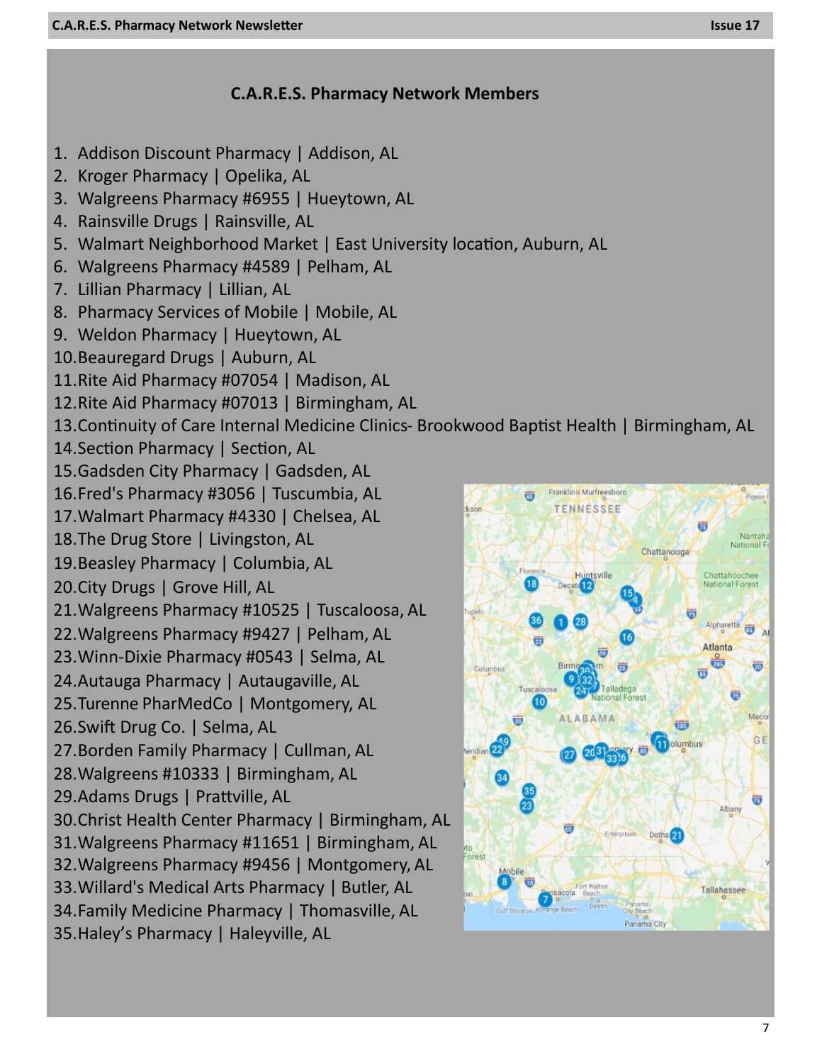## C.A.R.E.S. Pharmacy Network Members

1. Addison Discount Pharmacy | Addison, AL
2. Kroger Pharmacy | Opelika, AL
3. Walgreens Pharmacy #6955 | Hueytown, AL
4. Rainsville Drugs | Rainsville, AL
5. Walmart Neighborhood Market | East University location, Auburn, AL
6. Walgreens Pharmacy #4589 | Pelham, AL
7. Lillian Pharmacy | Lillian, AL
8. Pharmacy Services of Mobile | Mobile, AL
9. Weldon Pharmacy | Hueytown, AL
10. Beauregard Drugs | Auburn, AL
11. Rite Aid Pharmacy #07054 | Madison, AL
12. Rite Aid Pharmacy #07013 | Birmingham, AL
13. Continuity of Care Internal Medicine Clinics- Brookwood Baptist Health | Birmingham, AL
14. Section Pharmacy | Section, AL
15. Gadsden City Pharmacy | Gadsden, AL
16. Fred's Pharmacy #3056 | Tuscumbia, AL
17. Walmart Pharmacy #4330 | Chelsea, AL
18. The Drug Store | Livingston, AL
19. Beasley Pharmacy | Columbia, AL
20. City Drugs | Grove Hill, AL
21. Walgreens Pharmacy #10525 | Tuscaloosa, AL
22. Walgreens Pharmacy #9427 | Pelham, AL
23. Winn-Dixie Pharmacy #0543 | Selma, AL
24. Autauga Pharmacy | Autaugaville, AL
25. Turenne PharMedCo | Montgomery, AL
26. Swift Drug Co. | Selma, AL
27. Borden Family Pharmacy | Cullman, AL
28. Walgreens #10333 | Birmingham, AL
29. Adams Drugs | Prattville, AL
30. Christ Health Center Pharmacy | Birmingham, AL
31. Walgreens Pharmacy #11651 | Birmingham, AL
32. Walgreens Pharmacy #9456 | Montgomery, AL
33. Willard's Medical Arts Pharmacy | Butler, AL
34. Family Medicine Pharmacy | Thomasville, AL
35. Haley's Pharmacy | Haleyville, AL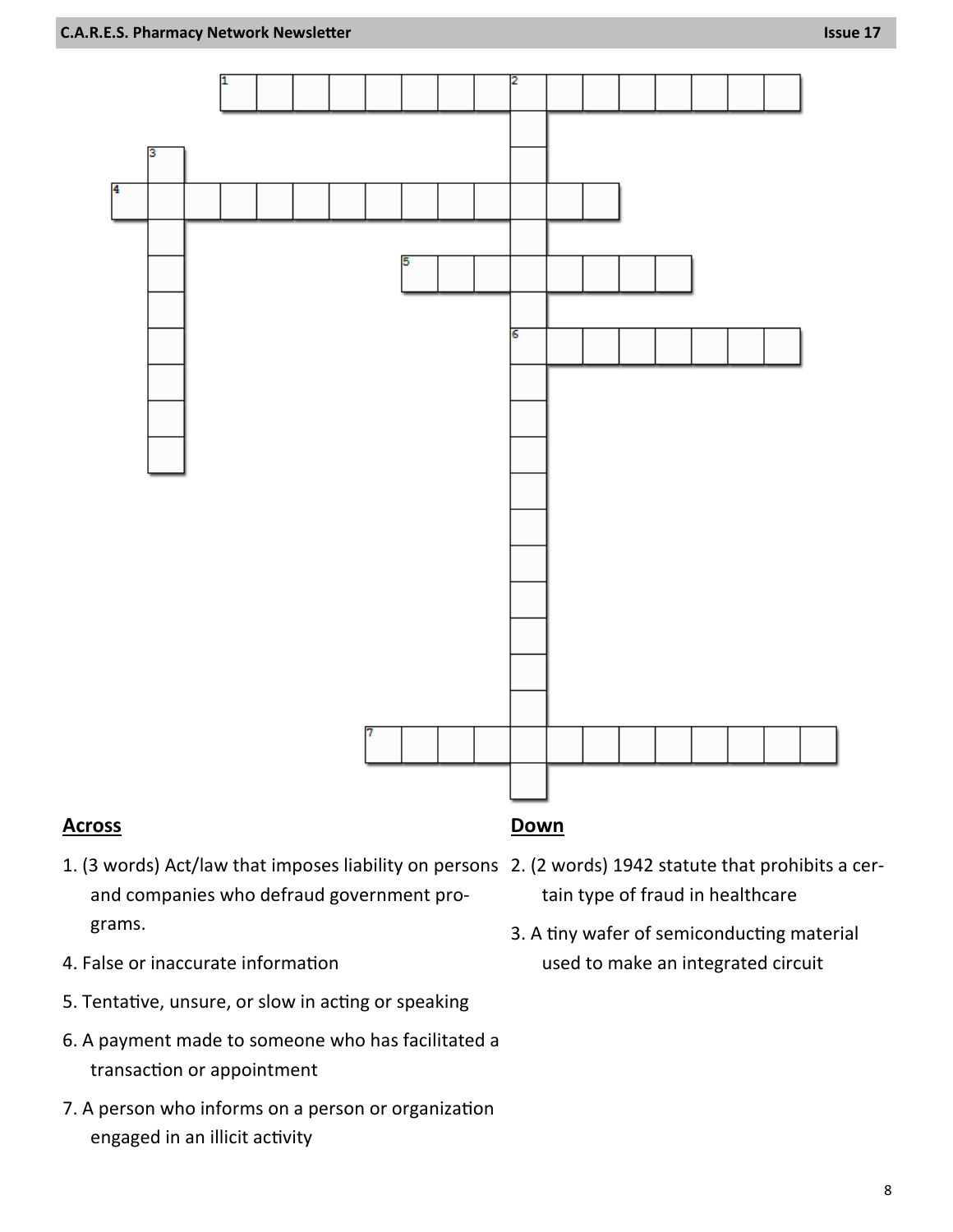## Across

1. (3 words) Act/law that imposes liability on persons and companies who defraud government programs.
4. False or inaccurate information
5. Tentative, unsure, or slow in acting or speaking
6. A payment made to someone who has facilitated a transaction or appointment
7. A person who informs on a person or organization engaged in an illicit activity

## Down

2. (2 words) 1942 statute that prohibits a certain type of fraud in healthcare
3. A tiny wafer of semiconducting material used to make an integrated circuit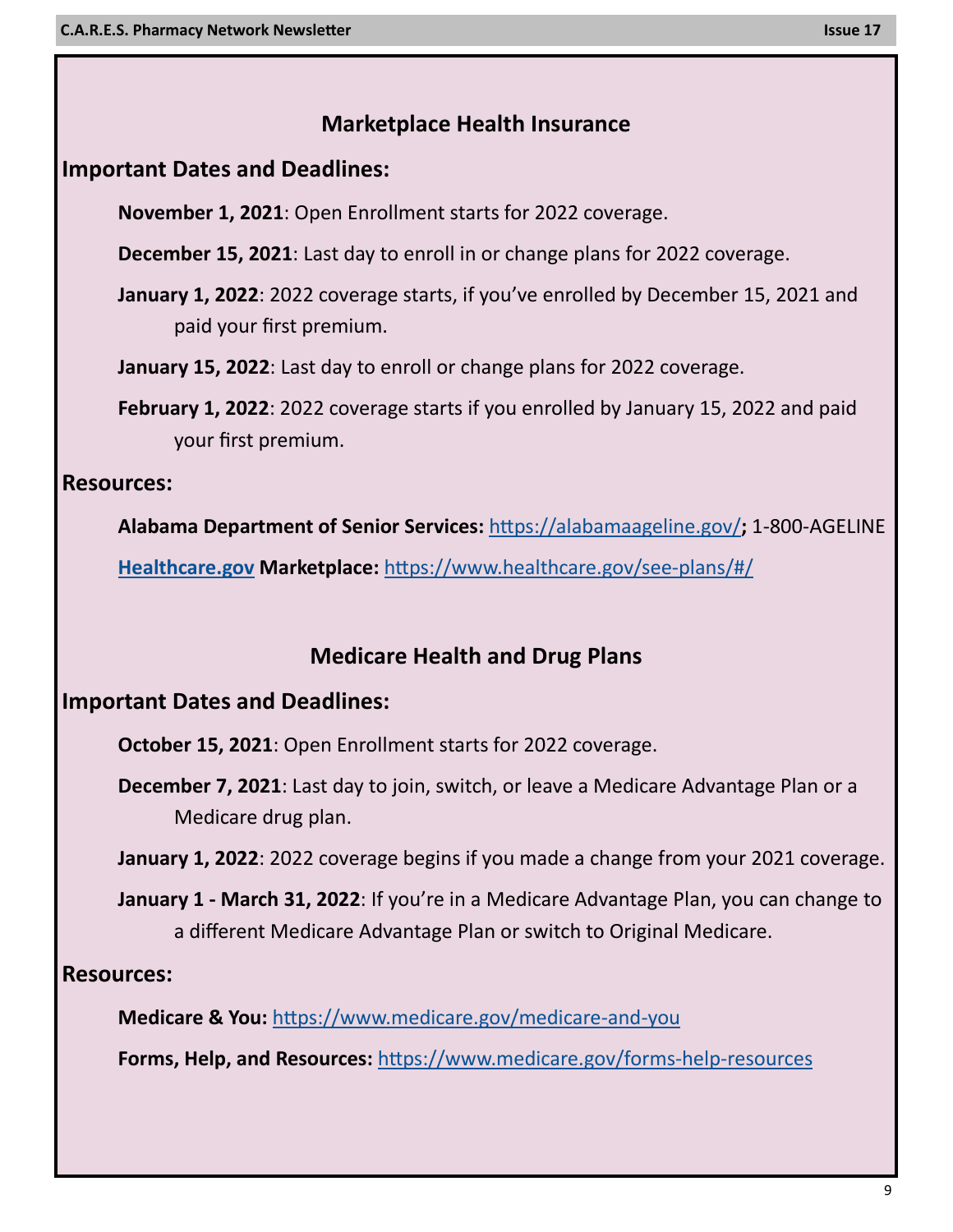## Marketplace Health Insurance

### Important Dates and Deadlines:

**November 1, 2021**: Open Enrollment starts for 2022 coverage.

**December 15, 2021**: Last day to enroll in or change plans for 2022 coverage.

**January 1, 2022**: 2022 coverage starts, if you've enrolled by December 15, 2021 and paid your first premium.

**January 15, 2022**: Last day to enroll or change plans for 2022 coverage.

**February 1, 2022**: 2022 coverage starts if you enrolled by January 15, 2022 and paid your first premium.

### Resources:

**Alabama Department of Senior Services:** https://alabamaageline.gov/**;** 1-800-AGELINE

**Healthcare.gov Marketplace:** https://www.healthcare.gov/see-plans/#/

## Medicare Health and Drug Plans

### Important Dates and Deadlines:

**October 15, 2021**: Open Enrollment starts for 2022 coverage.

**December 7, 2021**: Last day to join, switch, or leave a Medicare Advantage Plan or a Medicare drug plan.

**January 1, 2022**: 2022 coverage begins if you made a change from your 2021 coverage.

**January 1 - March 31, 2022**: If you're in a Medicare Advantage Plan, you can change to a different Medicare Advantage Plan or switch to Original Medicare.

### Resources:

**Medicare & You:** https://www.medicare.gov/medicare-and-you

**Forms, Help, and Resources:** https://www.medicare.gov/forms-help-resources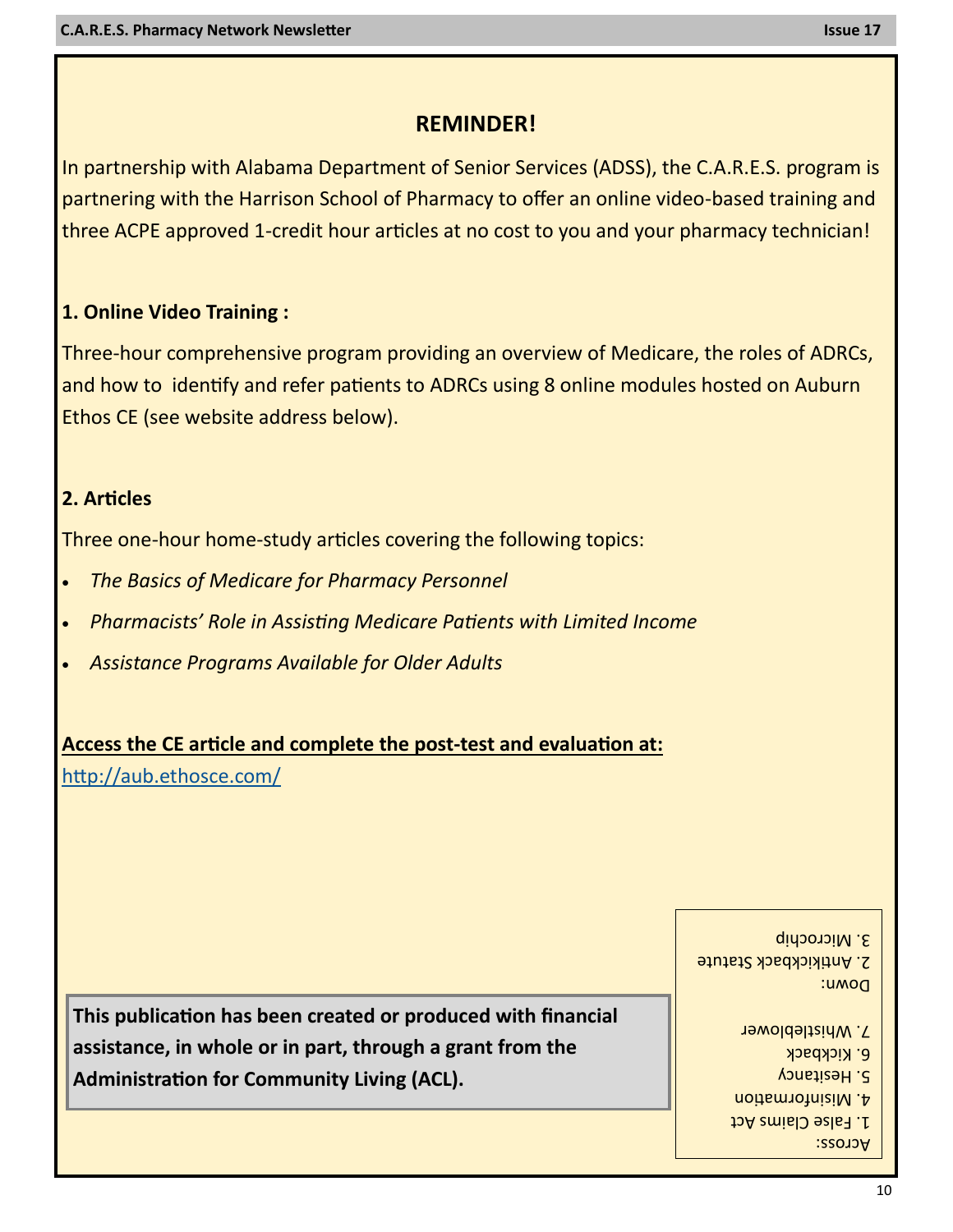## REMINDER!

In partnership with Alabama Department of Senior Services (ADSS), the C.A.R.E.S. program is partnering with the Harrison School of Pharmacy to offer an online video-based training and three ACPE approved 1-credit hour articles at no cost to you and your pharmacy technician!

**1. Online Video Training :**

Three-hour comprehensive program providing an overview of Medicare, the roles of ADRCs, and how to identify and refer patients to ADRCs using 8 online modules hosted on Auburn Ethos CE (see website address below).

**2. Articles**

Three one-hour home-study articles covering the following topics:

- *The Basics of Medicare for Pharmacy Personnel*
- *Pharmacists' Role in Assisting Medicare Patients with Limited Income*
- *Assistance Programs Available for Older Adults*

**Access the CE article and complete the post-test and evaluation at:**

http://aub.ethosce.com/

**This publication has been created or produced with financial assistance, in whole or in part, through a grant from the Administration for Community Living (ACL).**

Across:
1. False Claims Act
4. Misinformation
5. Hesitancy
6. Kickback
7. Whistleblower

Down:
2. Antikickback Statute
3. Microchip